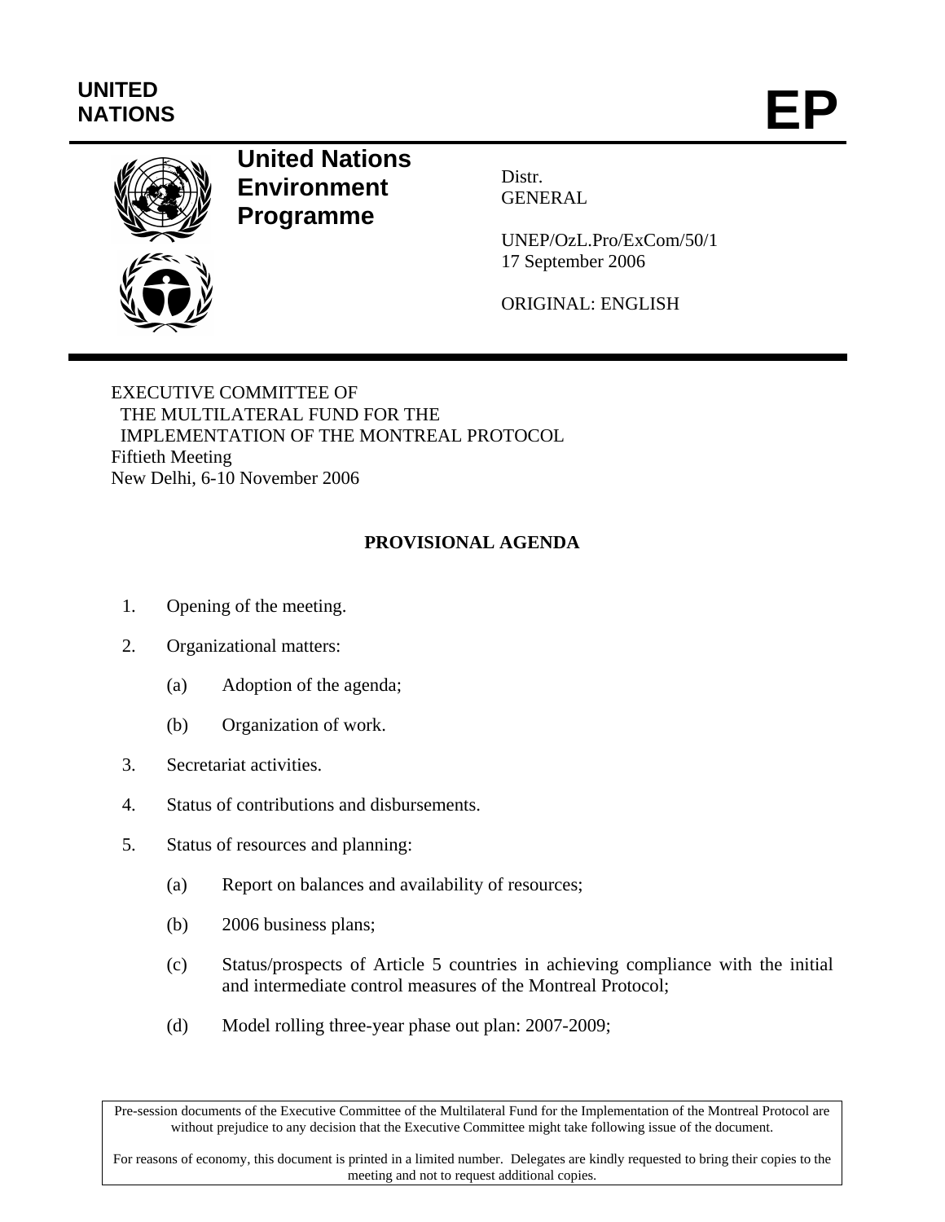UNITED NATIONS

# EP

**United Nations Environment Programme**

Distr.
GENERAL

UNEP/OzL.Pro/ExCom/50/1
17 September 2006

ORIGINAL: ENGLISH

EXECUTIVE COMMITTEE OF
THE MULTILATERAL FUND FOR THE
IMPLEMENTATION OF THE MONTREAL PROTOCOL
Fiftieth Meeting
New Delhi, 6-10 November 2006

## PROVISIONAL AGENDA

1. Opening of the meeting.

2. Organizational matters:

   (a) Adoption of the agenda;

   (b) Organization of work.

3. Secretariat activities.

4. Status of contributions and disbursements.

5. Status of resources and planning:

   (a) Report on balances and availability of resources;

   (b) 2006 business plans;

   (c) Status/prospects of Article 5 countries in achieving compliance with the initial and intermediate control measures of the Montreal Protocol;

   (d) Model rolling three-year phase out plan: 2007-2009;

Pre-session documents of the Executive Committee of the Multilateral Fund for the Implementation of the Montreal Protocol are without prejudice to any decision that the Executive Committee might take following issue of the document.

For reasons of economy, this document is printed in a limited number. Delegates are kindly requested to bring their copies to the meeting and not to request additional copies.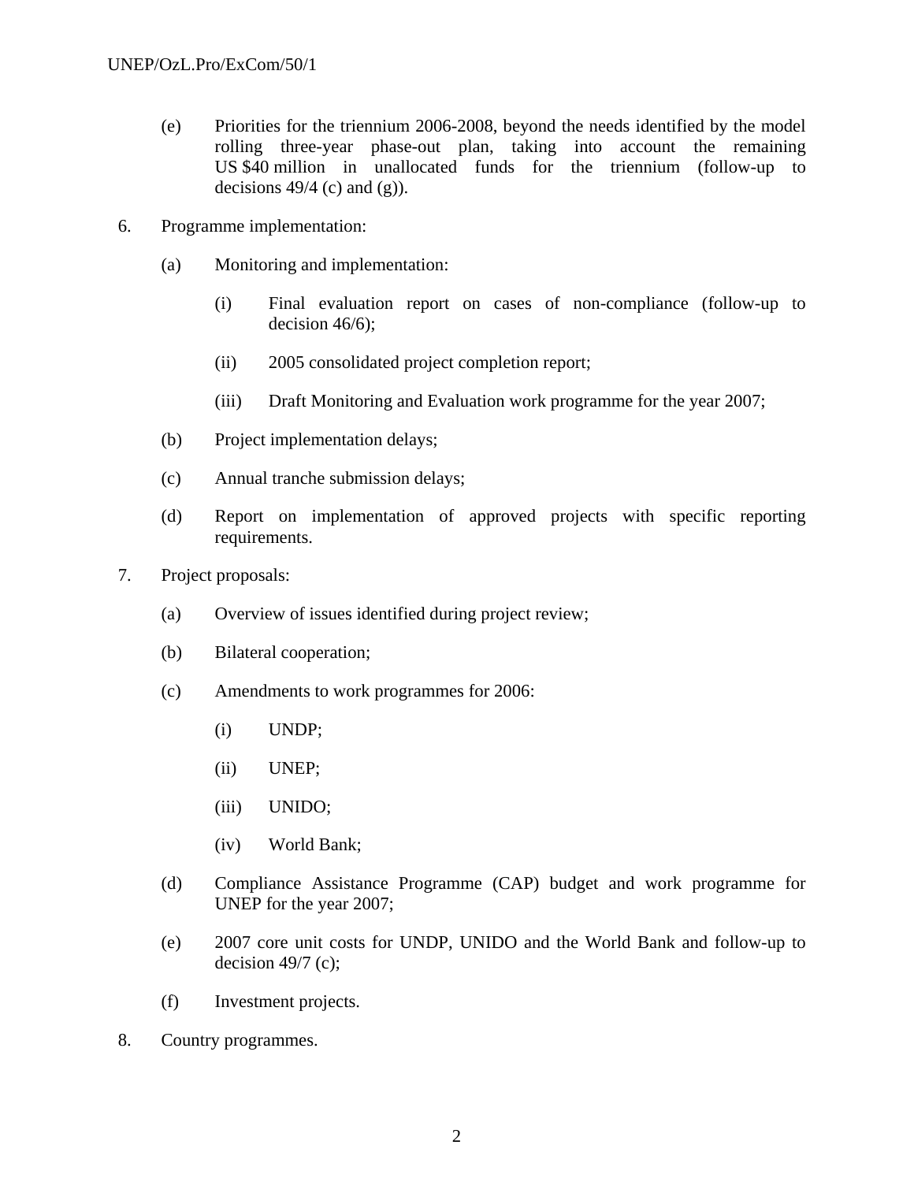(e) Priorities for the triennium 2006-2008, beyond the needs identified by the model rolling three-year phase-out plan, taking into account the remaining US $40 million in unallocated funds for the triennium (follow-up to decisions 49/4 (c) and (g)).

6. Programme implementation:

   (a) Monitoring and implementation:

      (i) Final evaluation report on cases of non-compliance (follow-up to decision 46/6);

      (ii) 2005 consolidated project completion report;

      (iii) Draft Monitoring and Evaluation work programme for the year 2007;

   (b) Project implementation delays;

   (c) Annual tranche submission delays;

   (d) Report on implementation of approved projects with specific reporting requirements.

7. Project proposals:

   (a) Overview of issues identified during project review;

   (b) Bilateral cooperation;

   (c) Amendments to work programmes for 2006:

      (i) UNDP;

      (ii) UNEP;

      (iii) UNIDO;

      (iv) World Bank;

   (d) Compliance Assistance Programme (CAP) budget and work programme for UNEP for the year 2007;

   (e) 2007 core unit costs for UNDP, UNIDO and the World Bank and follow-up to decision 49/7 (c);

   (f) Investment projects.

8. Country programmes.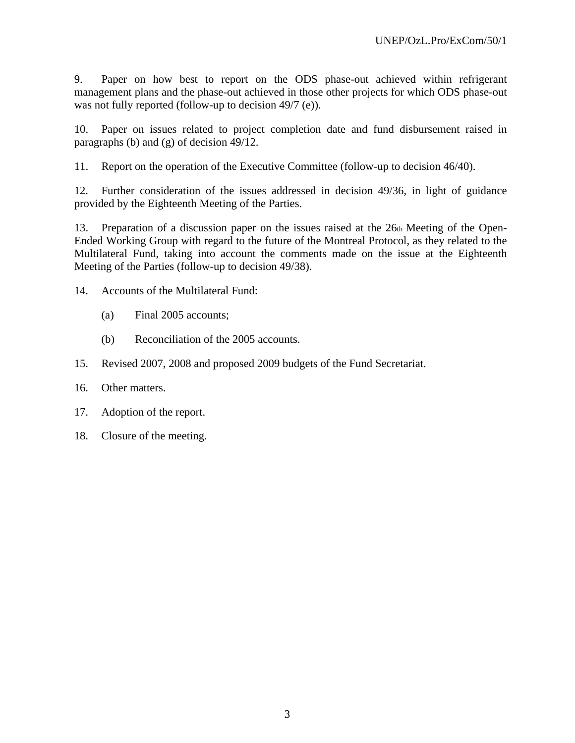9. Paper on how best to report on the ODS phase-out achieved within refrigerant management plans and the phase-out achieved in those other projects for which ODS phase-out was not fully reported (follow-up to decision 49/7 (e)).

10. Paper on issues related to project completion date and fund disbursement raised in paragraphs (b) and (g) of decision 49/12.

11. Report on the operation of the Executive Committee (follow-up to decision 46/40).

12. Further consideration of the issues addressed in decision 49/36, in light of guidance provided by the Eighteenth Meeting of the Parties.

13. Preparation of a discussion paper on the issues raised at the 26th Meeting of the Open-Ended Working Group with regard to the future of the Montreal Protocol, as they related to the Multilateral Fund, taking into account the comments made on the issue at the Eighteenth Meeting of the Parties (follow-up to decision 49/38).

14. Accounts of the Multilateral Fund:

    (a) Final 2005 accounts;

    (b) Reconciliation of the 2005 accounts.

15. Revised 2007, 2008 and proposed 2009 budgets of the Fund Secretariat.

16. Other matters.

17. Adoption of the report.

18. Closure of the meeting.